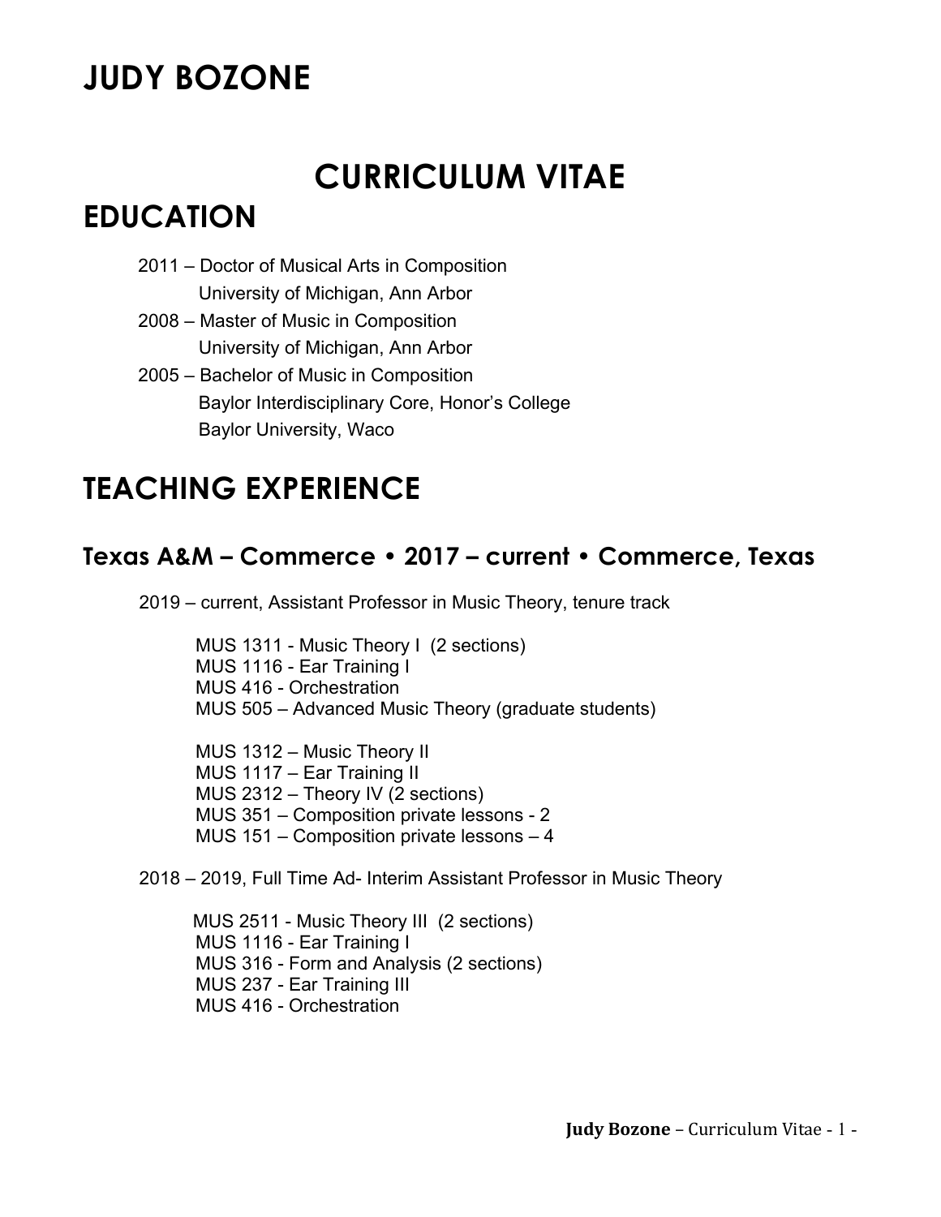# JUDY BOZONE

# CURRICULUM VITAE

## EDUCATION

2011 – Doctor of Musical Arts in Composition
University of Michigan, Ann Arbor

2008 – Master of Music in Composition
University of Michigan, Ann Arbor

2005 – Bachelor of Music in Composition
Baylor Interdisciplinary Core, Honor's College
Baylor University, Waco

## TEACHING EXPERIENCE

### Texas A&M – Commerce • 2017 – current • Commerce, Texas

2019 – current, Assistant Professor in Music Theory, tenure track

MUS 1311 - Music Theory I (2 sections)
MUS 1116 - Ear Training I
MUS 416 - Orchestration
MUS 505 – Advanced Music Theory (graduate students)

MUS 1312 – Music Theory II
MUS 1117 – Ear Training II
MUS 2312 – Theory IV (2 sections)
MUS 351 – Composition private lessons - 2
MUS 151 – Composition private lessons – 4

2018 – 2019, Full Time Ad- Interim Assistant Professor in Music Theory

MUS 2511 - Music Theory III (2 sections)
MUS 1116 - Ear Training I
MUS 316 - Form and Analysis (2 sections)
MUS 237 - Ear Training III
MUS 416 - Orchestration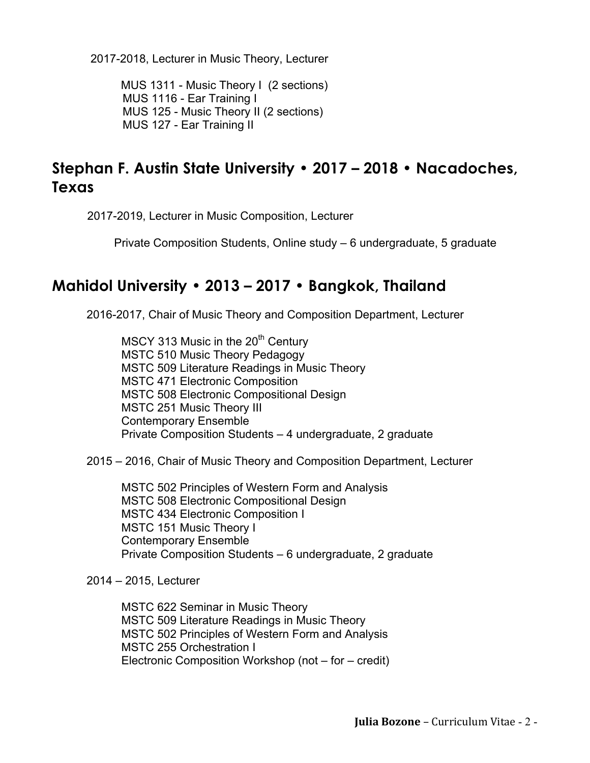2017-2018, Lecturer in Music Theory, Lecturer

MUS 1311 - Music Theory I (2 sections)
MUS 1116 - Ear Training I
MUS 125 - Music Theory II (2 sections)
MUS 127 - Ear Training II

## Stephan F. Austin State University • 2017 – 2018 • Nacadoches, Texas

2017-2019, Lecturer in Music Composition, Lecturer

Private Composition Students, Online study – 6 undergraduate, 5 graduate

## Mahidol University • 2013 – 2017 • Bangkok, Thailand

2016-2017, Chair of Music Theory and Composition Department, Lecturer

MSCY 313 Music in the 20th Century
MSTC 510 Music Theory Pedagogy
MSTC 509 Literature Readings in Music Theory
MSTC 471 Electronic Composition
MSTC 508 Electronic Compositional Design
MSTC 251 Music Theory III
Contemporary Ensemble
Private Composition Students – 4 undergraduate, 2 graduate

2015 – 2016, Chair of Music Theory and Composition Department, Lecturer

MSTC 502 Principles of Western Form and Analysis
MSTC 508 Electronic Compositional Design
MSTC 434 Electronic Composition I
MSTC 151 Music Theory I
Contemporary Ensemble
Private Composition Students – 6 undergraduate, 2 graduate

2014 – 2015, Lecturer

MSTC 622 Seminar in Music Theory
MSTC 509 Literature Readings in Music Theory
MSTC 502 Principles of Western Form and Analysis
MSTC 255 Orchestration I
Electronic Composition Workshop (not – for – credit)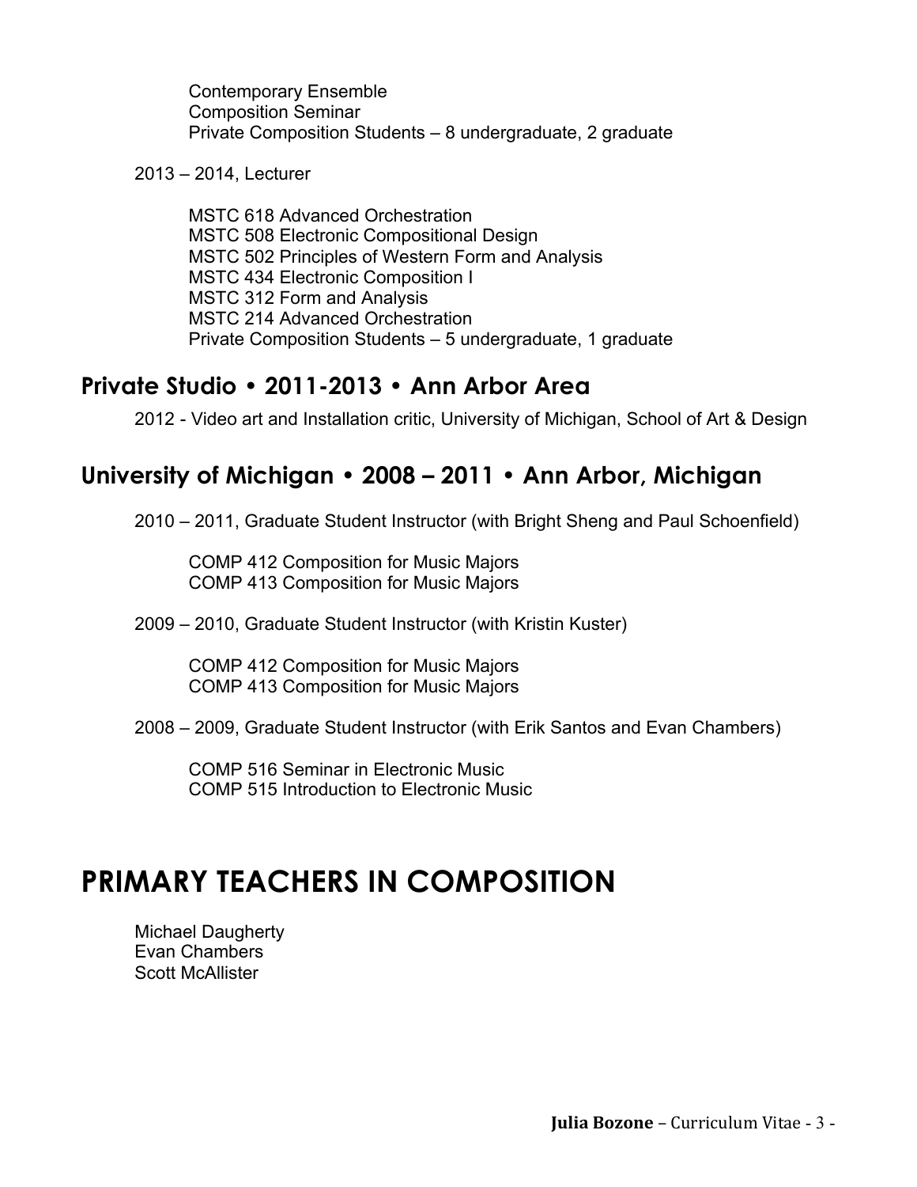Contemporary Ensemble
Composition Seminar
Private Composition Students – 8 undergraduate, 2 graduate

2013 – 2014, Lecturer

MSTC 618 Advanced Orchestration
MSTC 508 Electronic Compositional Design
MSTC 502 Principles of Western Form and Analysis
MSTC 434 Electronic Composition I
MSTC 312 Form and Analysis
MSTC 214 Advanced Orchestration
Private Composition Students – 5 undergraduate, 1 graduate

## Private Studio • 2011-2013 • Ann Arbor Area

2012 - Video art and Installation critic, University of Michigan, School of Art & Design

## University of Michigan • 2008 – 2011 • Ann Arbor, Michigan

2010 – 2011, Graduate Student Instructor (with Bright Sheng and Paul Schoenfield)

COMP 412 Composition for Music Majors
COMP 413 Composition for Music Majors

2009 – 2010, Graduate Student Instructor (with Kristin Kuster)

COMP 412 Composition for Music Majors
COMP 413 Composition for Music Majors

2008 – 2009, Graduate Student Instructor (with Erik Santos and Evan Chambers)

COMP 516 Seminar in Electronic Music
COMP 515 Introduction to Electronic Music

# PRIMARY TEACHERS IN COMPOSITION

Michael Daugherty
Evan Chambers
Scott McAllister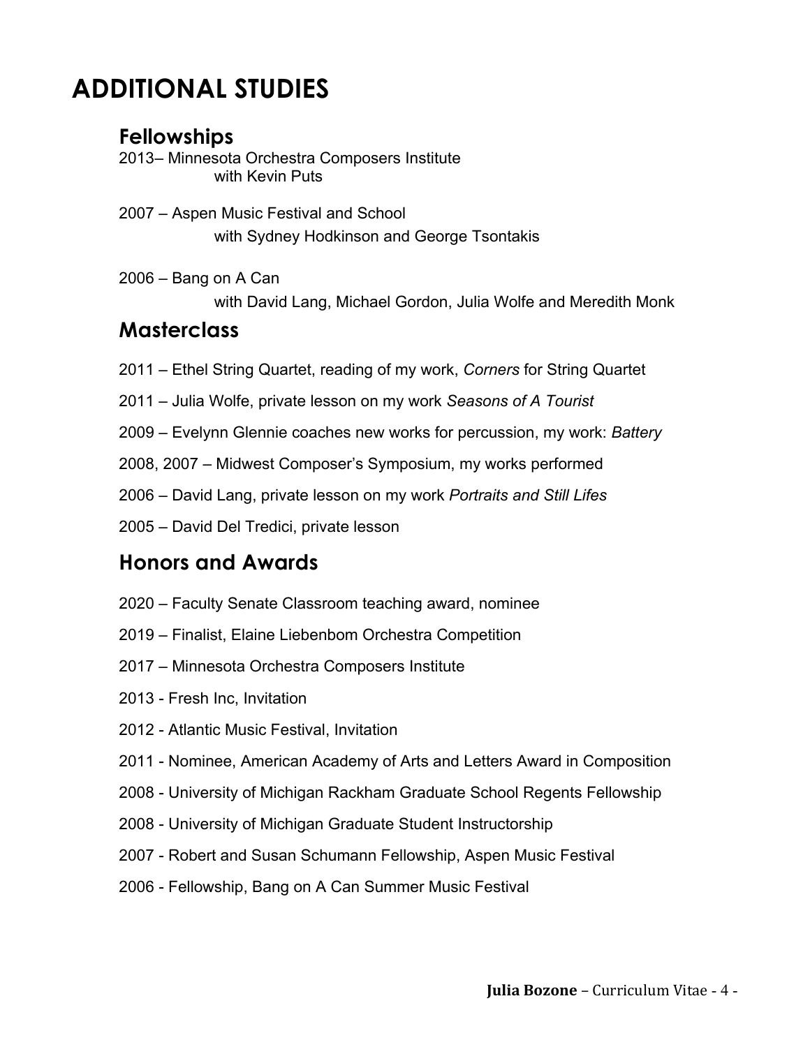# ADDITIONAL STUDIES

## Fellowships

2013– Minnesota Orchestra Composers Institute
with Kevin Puts

2007 – Aspen Music Festival and School
with Sydney Hodkinson and George Tsontakis

2006 – Bang on A Can
with David Lang, Michael Gordon, Julia Wolfe and Meredith Monk

## Masterclass

2011 – Ethel String Quartet, reading of my work, *Corners* for String Quartet

2011 – Julia Wolfe, private lesson on my work *Seasons of A Tourist*

2009 – Evelynn Glennie coaches new works for percussion, my work: *Battery*

2008, 2007 – Midwest Composer's Symposium, my works performed

2006 – David Lang, private lesson on my work *Portraits and Still Lifes*

2005 – David Del Tredici, private lesson

## Honors and Awards

2020 – Faculty Senate Classroom teaching award, nominee

2019 – Finalist, Elaine Liebenbom Orchestra Competition

2017 – Minnesota Orchestra Composers Institute

2013 - Fresh Inc, Invitation

2012 - Atlantic Music Festival, Invitation

2011 - Nominee, American Academy of Arts and Letters Award in Composition

2008 - University of Michigan Rackham Graduate School Regents Fellowship

2008 - University of Michigan Graduate Student Instructorship

2007 - Robert and Susan Schumann Fellowship, Aspen Music Festival

2006 - Fellowship, Bang on A Can Summer Music Festival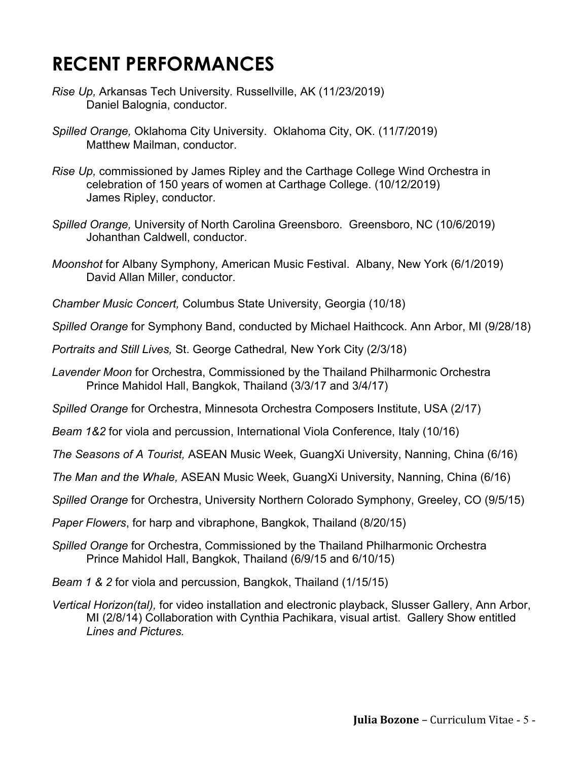# RECENT PERFORMANCES

*Rise Up,* Arkansas Tech University. Russellville, AK (11/23/2019)
Daniel Balognia, conductor.

*Spilled Orange,* Oklahoma City University. Oklahoma City, OK. (11/7/2019)
Matthew Mailman, conductor.

*Rise Up,* commissioned by James Ripley and the Carthage College Wind Orchestra in celebration of 150 years of women at Carthage College. (10/12/2019)
James Ripley, conductor.

*Spilled Orange,* University of North Carolina Greensboro. Greensboro, NC (10/6/2019)
Johanthan Caldwell, conductor.

*Moonshot* for Albany Symphony*,* American Music Festival. Albany, New York (6/1/2019)
David Allan Miller, conductor.

*Chamber Music Concert,* Columbus State University, Georgia (10/18)

*Spilled Orange* for Symphony Band, conducted by Michael Haithcock. Ann Arbor, MI (9/28/18)

*Portraits and Still Lives,* St. George Cathedral*,* New York City (2/3/18)

*Lavender Moon* for Orchestra, Commissioned by the Thailand Philharmonic Orchestra
Prince Mahidol Hall, Bangkok, Thailand (3/3/17 and 3/4/17)

*Spilled Orange* for Orchestra, Minnesota Orchestra Composers Institute, USA (2/17)

*Beam 1&2* for viola and percussion, International Viola Conference, Italy (10/16)

*The Seasons of A Tourist,* ASEAN Music Week, GuangXi University, Nanning, China (6/16)

*The Man and the Whale,* ASEAN Music Week, GuangXi University, Nanning, China (6/16)

*Spilled Orange* for Orchestra, University Northern Colorado Symphony, Greeley, CO (9/5/15)

*Paper Flowers*, for harp and vibraphone, Bangkok, Thailand (8/20/15)

*Spilled Orange* for Orchestra, Commissioned by the Thailand Philharmonic Orchestra
Prince Mahidol Hall, Bangkok, Thailand (6/9/15 and 6/10/15)

*Beam 1 & 2* for viola and percussion, Bangkok, Thailand (1/15/15)

*Vertical Horizon(tal),* for video installation and electronic playback, Slusser Gallery, Ann Arbor, MI (2/8/14) Collaboration with Cynthia Pachikara, visual artist. Gallery Show entitled *Lines and Pictures.*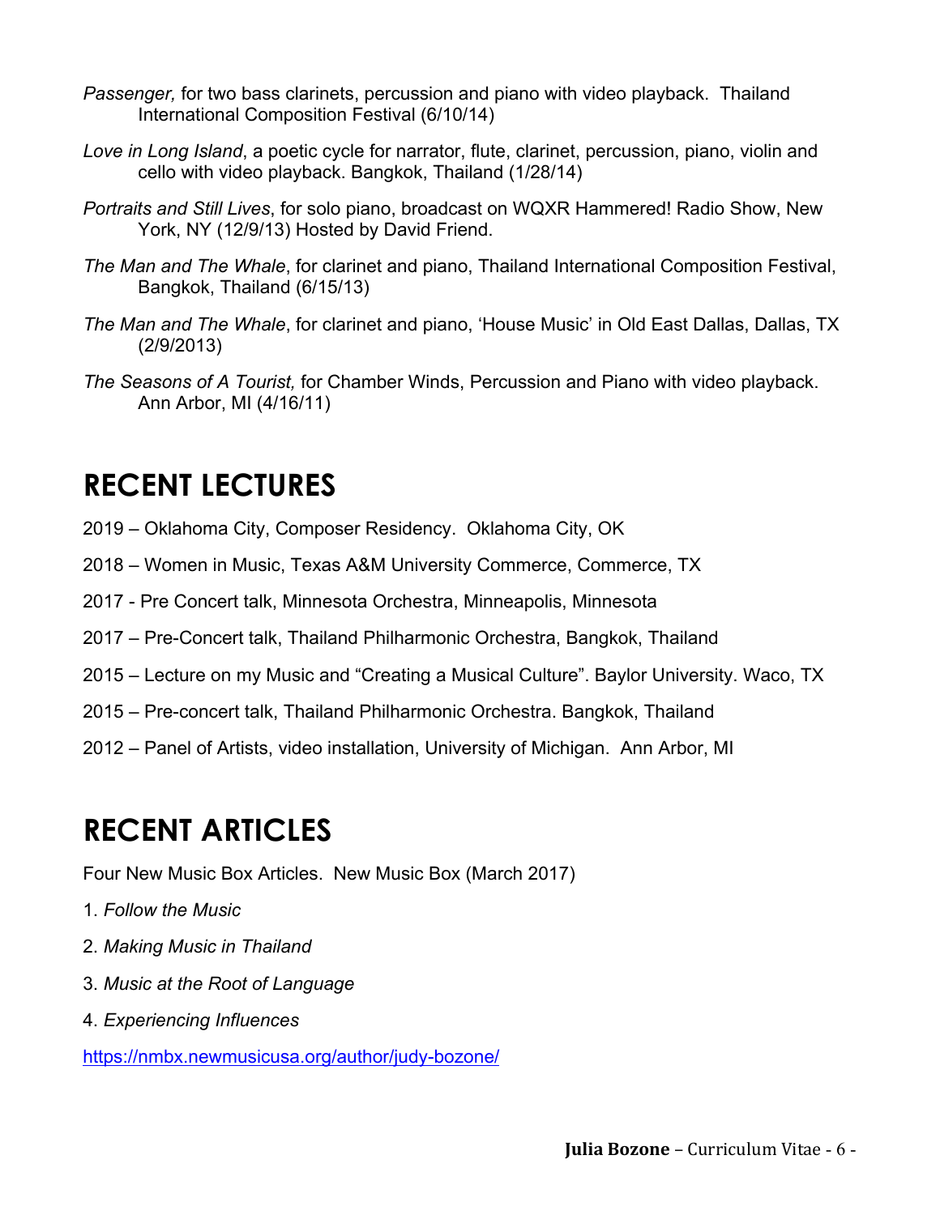*Passenger,* for two bass clarinets, percussion and piano with video playback. Thailand International Composition Festival (6/10/14)

*Love in Long Island*, a poetic cycle for narrator, flute, clarinet, percussion, piano, violin and cello with video playback. Bangkok, Thailand (1/28/14)

*Portraits and Still Lives*, for solo piano, broadcast on WQXR Hammered! Radio Show, New York, NY (12/9/13) Hosted by David Friend.

*The Man and The Whale*, for clarinet and piano, Thailand International Composition Festival, Bangkok, Thailand (6/15/13)

*The Man and The Whale*, for clarinet and piano, 'House Music' in Old East Dallas, Dallas, TX (2/9/2013)

*The Seasons of A Tourist,* for Chamber Winds, Percussion and Piano with video playback. Ann Arbor, MI (4/16/11)

# RECENT LECTURES

2019 – Oklahoma City, Composer Residency. Oklahoma City, OK

2018 – Women in Music, Texas A&M University Commerce, Commerce, TX

2017 - Pre Concert talk, Minnesota Orchestra, Minneapolis, Minnesota

2017 – Pre-Concert talk, Thailand Philharmonic Orchestra, Bangkok, Thailand

2015 – Lecture on my Music and "Creating a Musical Culture". Baylor University. Waco, TX

2015 – Pre-concert talk, Thailand Philharmonic Orchestra. Bangkok, Thailand

2012 – Panel of Artists, video installation, University of Michigan. Ann Arbor, MI

# RECENT ARTICLES

Four New Music Box Articles. New Music Box (March 2017)

1. *Follow the Music*

2. *Making Music in Thailand*

3. *Music at the Root of Language*

4. *Experiencing Influences*

https://nmbx.newmusicusa.org/author/judy-bozone/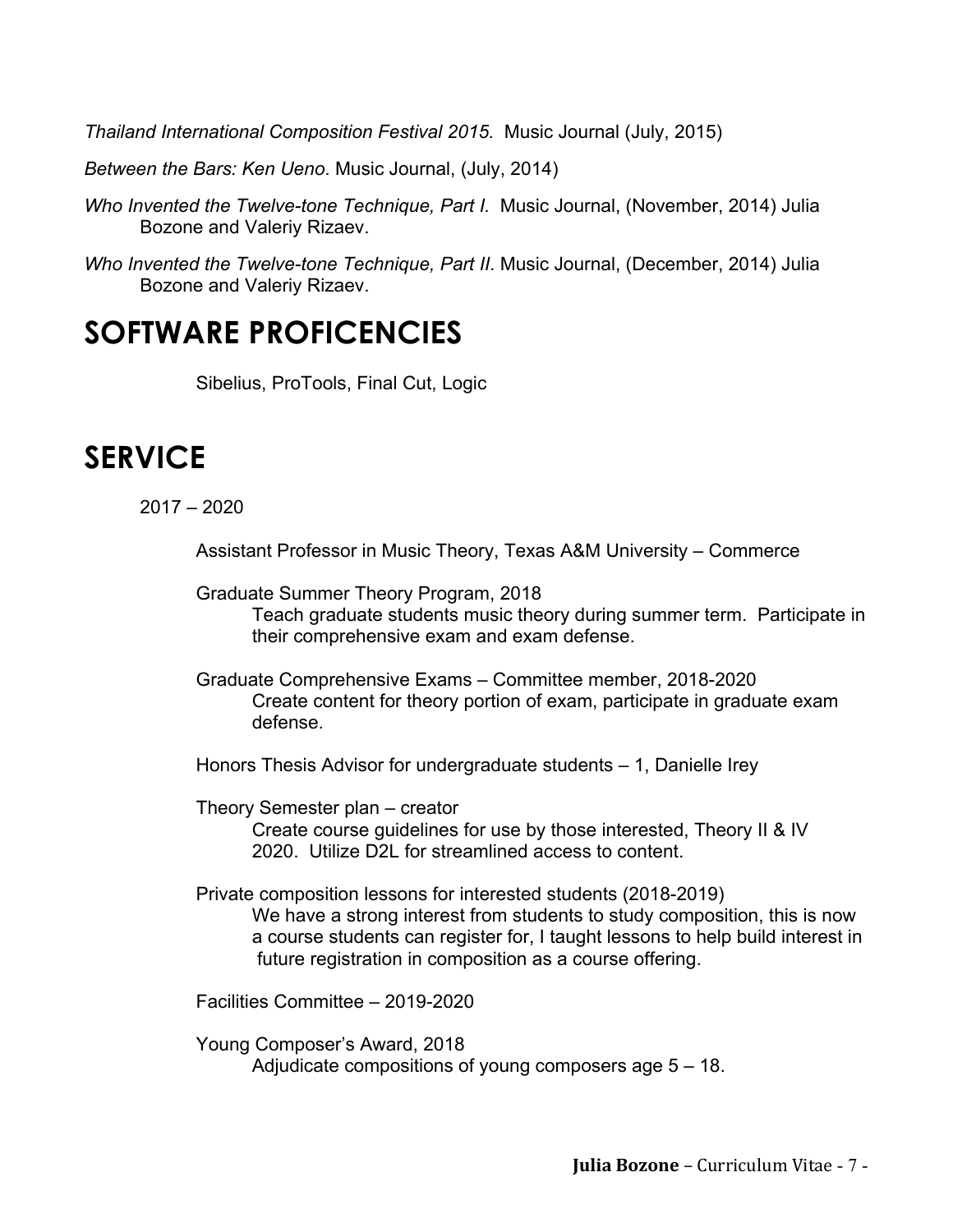*Thailand International Composition Festival 2015.* Music Journal (July, 2015)

*Between the Bars: Ken Ueno*. Music Journal, (July, 2014)

*Who Invented the Twelve-tone Technique, Part I.* Music Journal, (November, 2014) Julia Bozone and Valeriy Rizaev.

*Who Invented the Twelve-tone Technique, Part II*. Music Journal, (December, 2014) Julia Bozone and Valeriy Rizaev.

# SOFTWARE PROFICENCIES

Sibelius, ProTools, Final Cut, Logic

# SERVICE

2017 – 2020

Assistant Professor in Music Theory, Texas A&M University – Commerce

Graduate Summer Theory Program, 2018
: Teach graduate students music theory during summer term. Participate in their comprehensive exam and exam defense.

Graduate Comprehensive Exams – Committee member, 2018-2020
: Create content for theory portion of exam, participate in graduate exam defense.

Honors Thesis Advisor for undergraduate students – 1, Danielle Irey

Theory Semester plan – creator
: Create course guidelines for use by those interested, Theory II & IV 2020. Utilize D2L for streamlined access to content.

Private composition lessons for interested students (2018-2019)
: We have a strong interest from students to study composition, this is now a course students can register for, I taught lessons to help build interest in future registration in composition as a course offering.

Facilities Committee – 2019-2020

Young Composer's Award, 2018
: Adjudicate compositions of young composers age 5 – 18.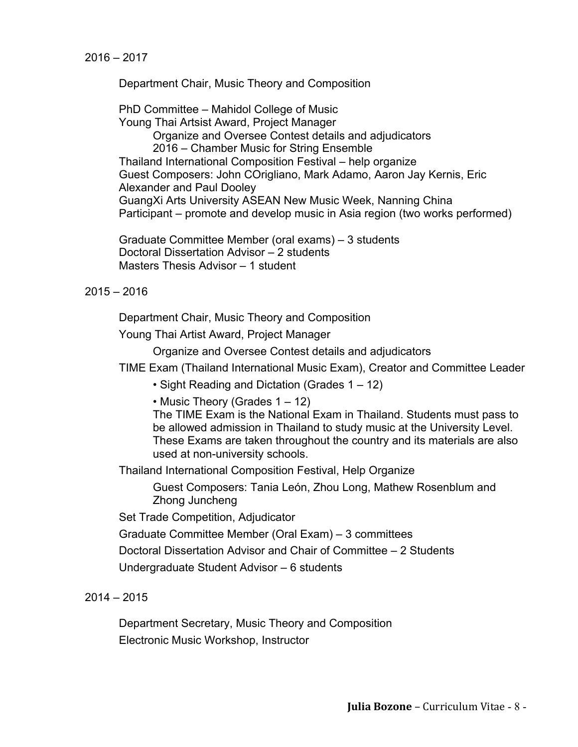2016 – 2017

Department Chair, Music Theory and Composition

PhD Committee – Mahidol College of Music
Young Thai Artsist Award, Project Manager
    Organize and Oversee Contest details and adjudicators
    2016 – Chamber Music for String Ensemble
Thailand International Composition Festival – help organize
Guest Composers: John COrigliano, Mark Adamo, Aaron Jay Kernis, Eric Alexander and Paul Dooley
GuangXi Arts University ASEAN New Music Week, Nanning China
Participant – promote and develop music in Asia region (two works performed)

Graduate Committee Member (oral exams) – 3 students
Doctoral Dissertation Advisor – 2 students
Masters Thesis Advisor – 1 student

2015 – 2016

Department Chair, Music Theory and Composition

Young Thai Artist Award, Project Manager

    Organize and Oversee Contest details and adjudicators

TIME Exam (Thailand International Music Exam), Creator and Committee Leader

- Sight Reading and Dictation (Grades 1 – 12)
- Music Theory (Grades 1 – 12)

    The TIME Exam is the National Exam in Thailand. Students must pass to be allowed admission in Thailand to study music at the University Level. These Exams are taken throughout the country and its materials are also used at non-university schools.

Thailand International Composition Festival, Help Organize

    Guest Composers: Tania León, Zhou Long, Mathew Rosenblum and Zhong Juncheng

Set Trade Competition, Adjudicator

Graduate Committee Member (Oral Exam) – 3 committees

Doctoral Dissertation Advisor and Chair of Committee – 2 Students

Undergraduate Student Advisor – 6 students

2014 – 2015

Department Secretary, Music Theory and Composition

Electronic Music Workshop, Instructor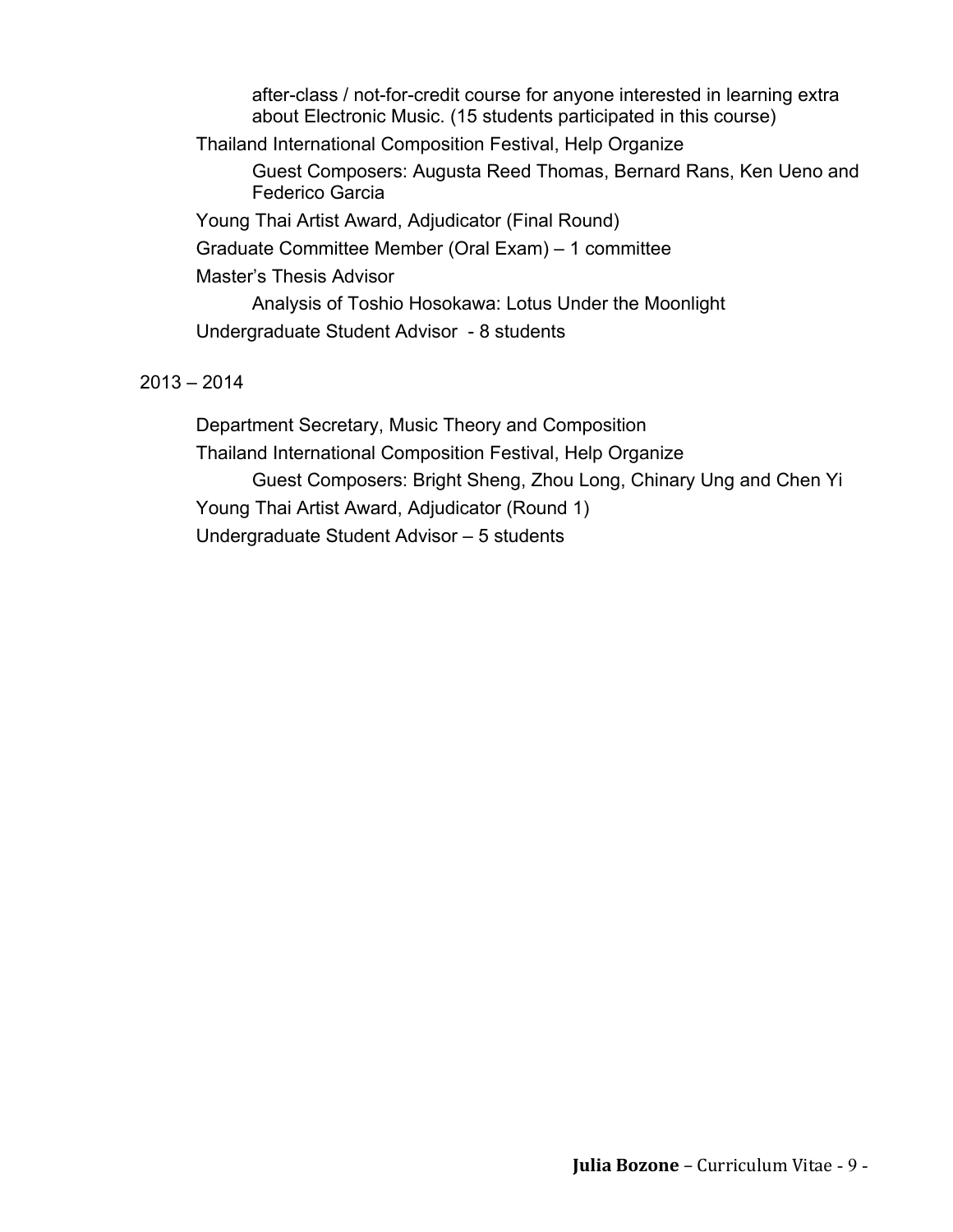after-class / not-for-credit course for anyone interested in learning extra about Electronic Music. (15 students participated in this course)

Thailand International Composition Festival, Help Organize

Guest Composers: Augusta Reed Thomas, Bernard Rans, Ken Ueno and Federico Garcia

Young Thai Artist Award, Adjudicator (Final Round)

Graduate Committee Member (Oral Exam) – 1 committee

Master's Thesis Advisor

Analysis of Toshio Hosokawa: Lotus Under the Moonlight

Undergraduate Student Advisor - 8 students

2013 – 2014

Department Secretary, Music Theory and Composition

Thailand International Composition Festival, Help Organize

Guest Composers: Bright Sheng, Zhou Long, Chinary Ung and Chen Yi

Young Thai Artist Award, Adjudicator (Round 1)

Undergraduate Student Advisor – 5 students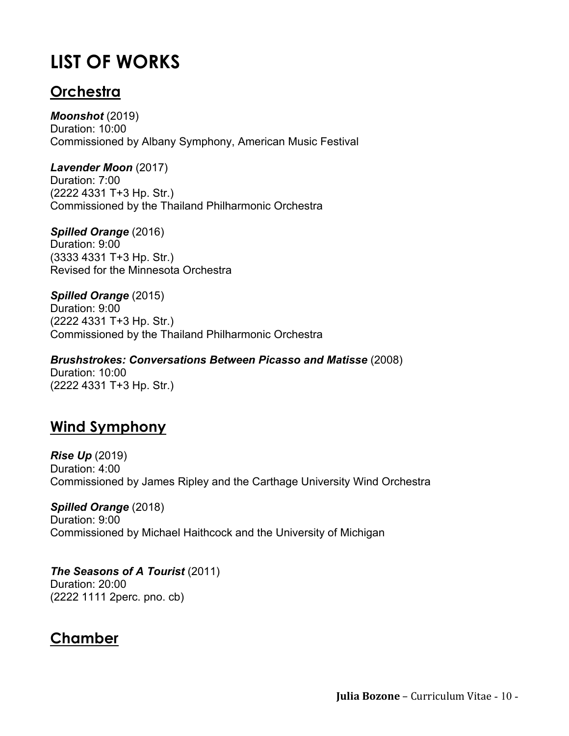# LIST OF WORKS

## Orchestra

***Moonshot*** (2019)
Duration: 10:00
Commissioned by Albany Symphony, American Music Festival

***Lavender Moon*** (2017)
Duration: 7:00
(2222 4331 T+3 Hp. Str.)
Commissioned by the Thailand Philharmonic Orchestra

***Spilled Orange*** (2016)
Duration: 9:00
(3333 4331 T+3 Hp. Str.)
Revised for the Minnesota Orchestra

***Spilled Orange*** (2015)
Duration: 9:00
(2222 4331 T+3 Hp. Str.)
Commissioned by the Thailand Philharmonic Orchestra

***Brushstrokes: Conversations Between Picasso and Matisse*** (2008)
Duration: 10:00
(2222 4331 T+3 Hp. Str.)

## Wind Symphony

***Rise Up*** (2019)
Duration: 4:00
Commissioned by James Ripley and the Carthage University Wind Orchestra

***Spilled Orange*** (2018)
Duration: 9:00
Commissioned by Michael Haithcock and the University of Michigan

***The Seasons of A Tourist*** (2011)
Duration: 20:00
(2222 1111 2perc. pno. cb)

## Chamber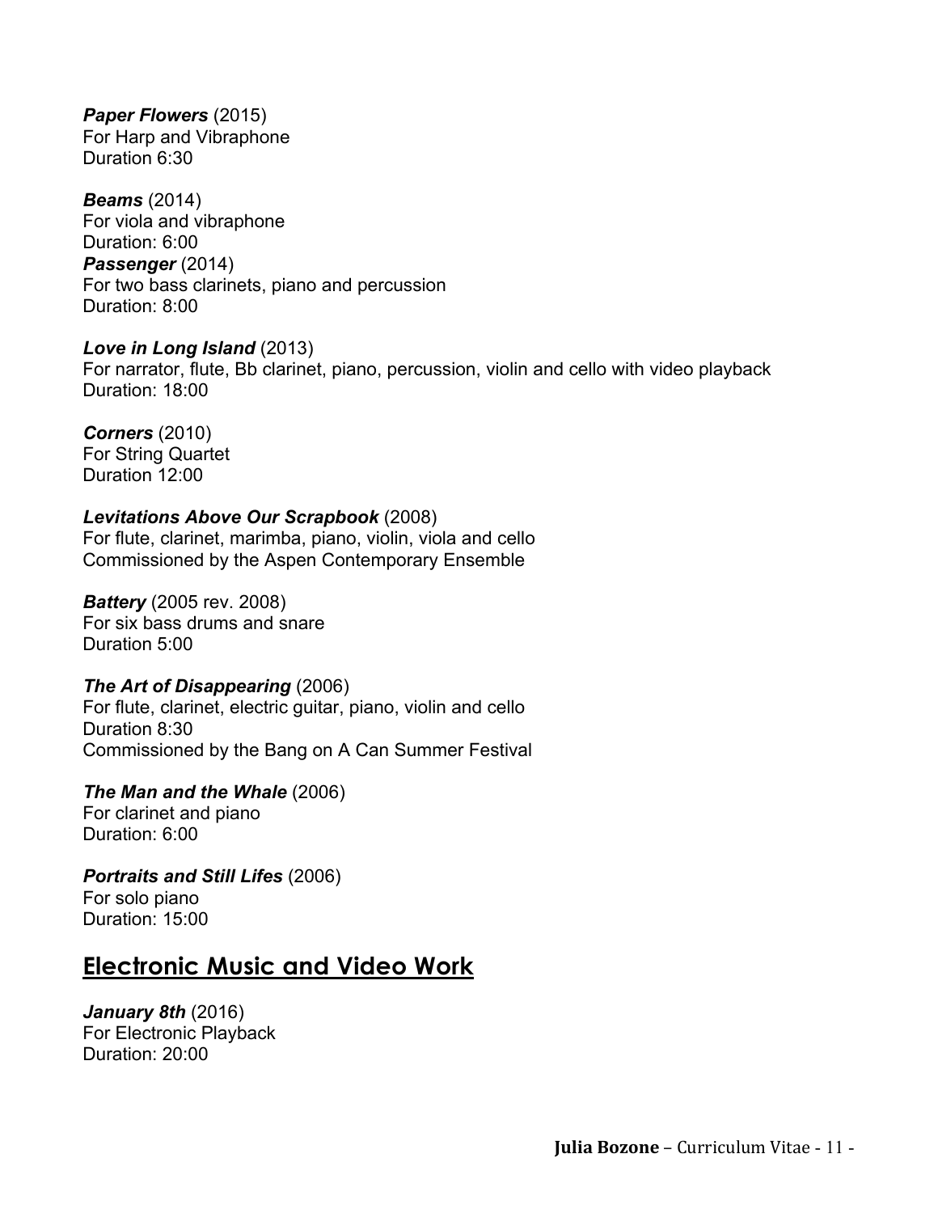***Paper Flowers*** (2015)
For Harp and Vibraphone
Duration 6:30

***Beams*** (2014)
For viola and vibraphone
Duration: 6:00

***Passenger*** (2014)
For two bass clarinets, piano and percussion
Duration: 8:00

***Love in Long Island*** (2013)
For narrator, flute, Bb clarinet, piano, percussion, violin and cello with video playback
Duration: 18:00

***Corners*** (2010)
For String Quartet
Duration 12:00

***Levitations Above Our Scrapbook*** (2008)
For flute, clarinet, marimba, piano, violin, viola and cello
Commissioned by the Aspen Contemporary Ensemble

***Battery*** (2005 rev. 2008)
For six bass drums and snare
Duration 5:00

***The Art of Disappearing*** (2006)
For flute, clarinet, electric guitar, piano, violin and cello
Duration 8:30
Commissioned by the Bang on A Can Summer Festival

***The Man and the Whale*** (2006)
For clarinet and piano
Duration: 6:00

***Portraits and Still Lifes*** (2006)
For solo piano
Duration: 15:00

## Electronic Music and Video Work

***January 8th*** (2016)
For Electronic Playback
Duration: 20:00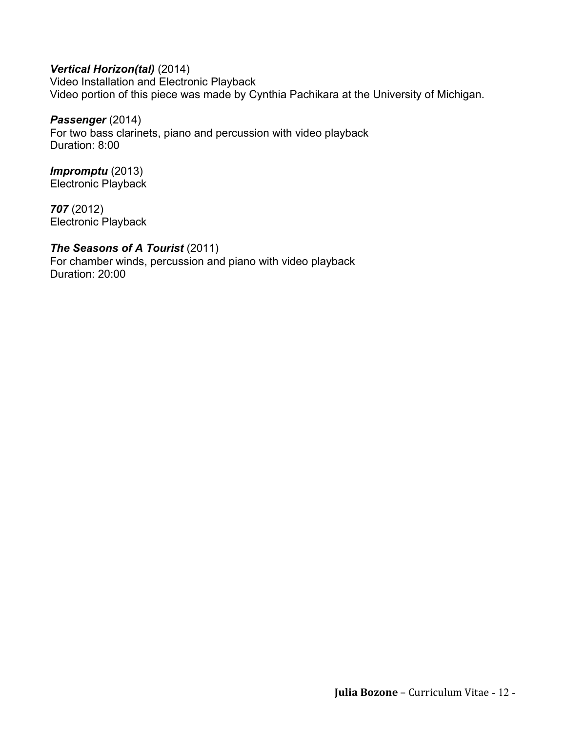***Vertical Horizon(tal)*** (2014)
Video Installation and Electronic Playback
Video portion of this piece was made by Cynthia Pachikara at the University of Michigan.

***Passenger*** (2014)
For two bass clarinets, piano and percussion with video playback
Duration: 8:00

***Impromptu*** (2013)
Electronic Playback

***707*** (2012)
Electronic Playback

***The Seasons of A Tourist*** (2011)
For chamber winds, percussion and piano with video playback
Duration: 20:00